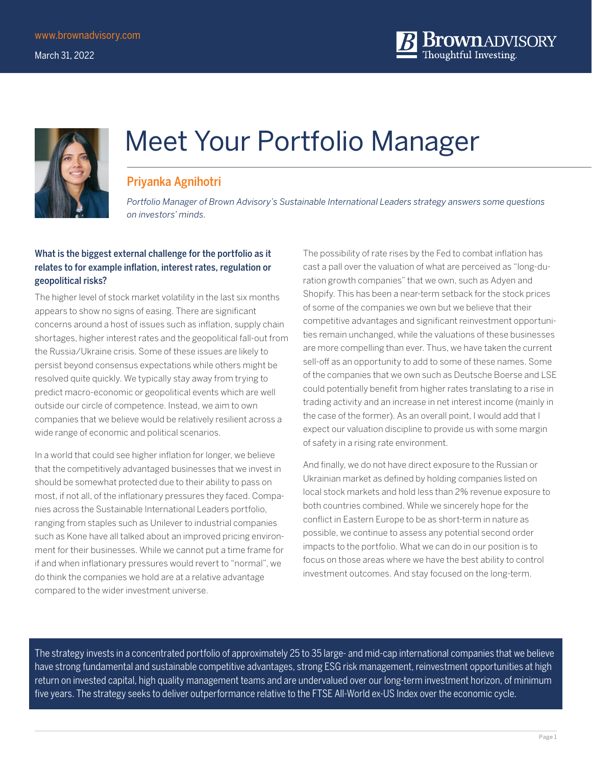www.brownadvisory.com

March 31, 2022

# Meet Your Portfolio Manager

## Priyanka Agnihotri

*Portfolio Manager of Brown Advisory's Sustainable International Leaders strategy answers some questions on investors' minds.*

### What is the biggest external challenge for the portfolio as it relates to for example inflation, interest rates, regulation or geopolitical risks?

The higher level of stock market volatility in the last six months appears to show no signs of easing. There are significant concerns around a host of issues such as inflation, supply chain shortages, higher interest rates and the geopolitical fall-out from the Russia/Ukraine crisis. Some of these issues are likely to persist beyond consensus expectations while others might be resolved quite quickly. We typically stay away from trying to predict macro-economic or geopolitical events which are well outside our circle of competence. Instead, we aim to own companies that we believe would be relatively resilient across a wide range of economic and political scenarios.

In a world that could see higher inflation for longer, we believe that the competitively advantaged businesses that we invest in should be somewhat protected due to their ability to pass on most, if not all, of the inflationary pressures they faced. Companies across the Sustainable International Leaders portfolio, ranging from staples such as Unilever to industrial companies such as Kone have all talked about an improved pricing environment for their businesses. While we cannot put a time frame for if and when inflationary pressures would revert to "normal", we do think the companies we hold are at a relative advantage compared to the wider investment universe.

The possibility of rate rises by the Fed to combat inflation has cast a pall over the valuation of what are perceived as "long-duration growth companies" that we own, such as Adyen and Shopify. This has been a near-term setback for the stock prices of some of the companies we own but we believe that their competitive advantages and significant reinvestment opportunities remain unchanged, while the valuations of these businesses are more compelling than ever. Thus, we have taken the current sell-off as an opportunity to add to some of these names. Some of the companies that we own such as Deutsche Boerse and LSE could potentially benefit from higher rates translating to a rise in trading activity and an increase in net interest income (mainly in the case of the former). As an overall point, I would add that I expect our valuation discipline to provide us with some margin of safety in a rising rate environment.

And finally, we do not have direct exposure to the Russian or Ukrainian market as defined by holding companies listed on local stock markets and hold less than 2% revenue exposure to both countries combined. While we sincerely hope for the conflict in Eastern Europe to be as short-term in nature as possible, we continue to assess any potential second order impacts to the portfolio. What we can do in our position is to focus on those areas where we have the best ability to control investment outcomes. And stay focused on the long-term.

The strategy invests in a concentrated portfolio of approximately 25 to 35 large- and mid-cap international companies that we believe have strong fundamental and sustainable competitive advantages, strong ESG risk management, reinvestment opportunities at high return on invested capital, high quality management teams and are undervalued over our long-term investment horizon, of minimum five years. The strategy seeks to deliver outperformance relative to the FTSE All-World ex-US Index over the economic cycle.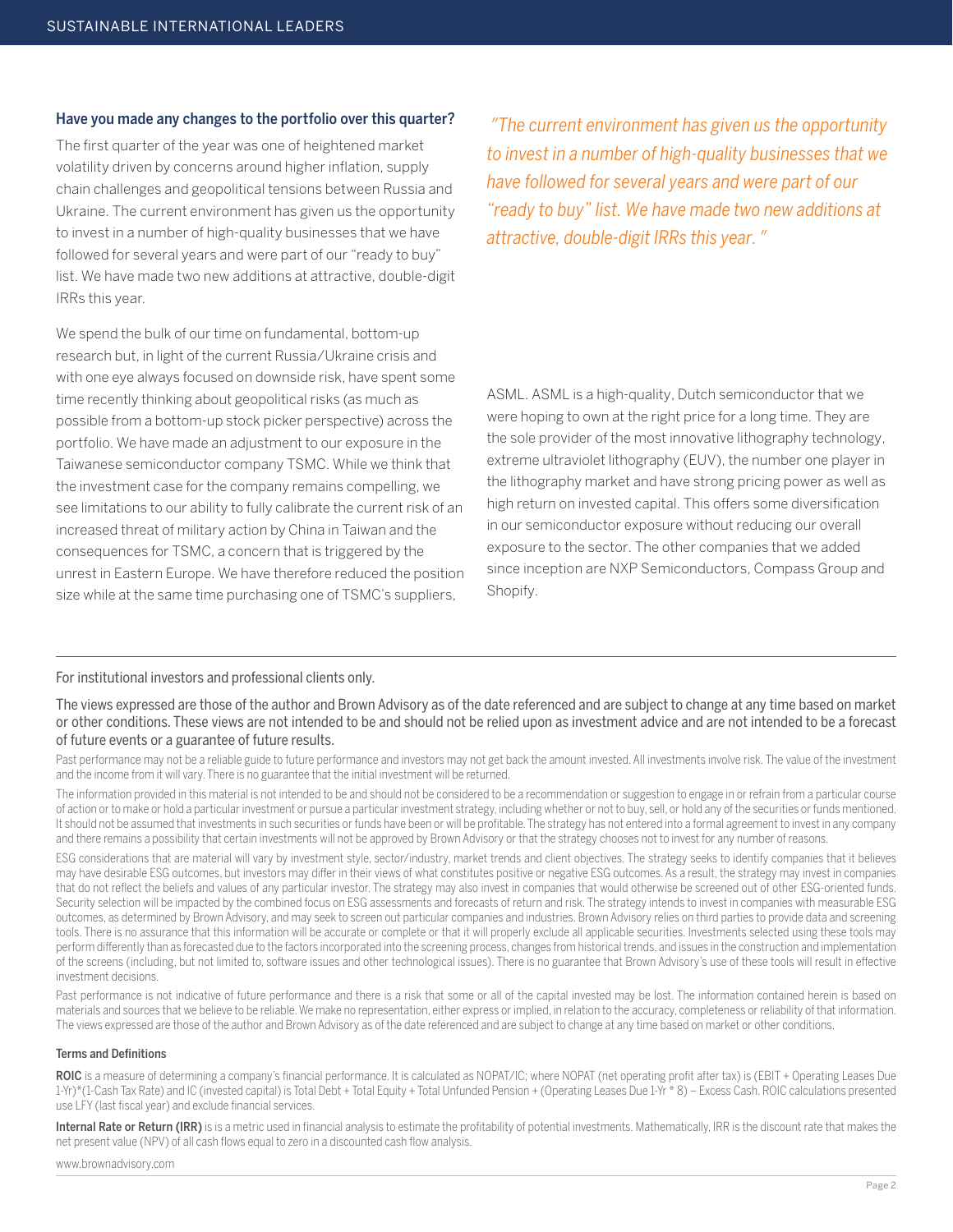### Have you made any changes to the portfolio over this quarter?

The first quarter of the year was one of heightened market volatility driven by concerns around higher inflation, supply chain challenges and geopolitical tensions between Russia and Ukraine. The current environment has given us the opportunity to invest in a number of high-quality businesses that we have followed for several years and were part of our "ready to buy" list. We have made two new additions at attractive, double-digit IRRs this year.

We spend the bulk of our time on fundamental, bottom-up research but, in light of the current Russia/Ukraine crisis and with one eye always focused on downside risk, have spent some time recently thinking about geopolitical risks (as much as possible from a bottom-up stock picker perspective) across the portfolio. We have made an adjustment to our exposure in the Taiwanese semiconductor company TSMC. While we think that the investment case for the company remains compelling, we see limitations to our ability to fully calibrate the current risk of an increased threat of military action by China in Taiwan and the consequences for TSMC, a concern that is triggered by the unrest in Eastern Europe. We have therefore reduced the position size while at the same time purchasing one of TSMC's suppliers, ASML. ASML is a high-quality, Dutch semiconductor that we were hoping to own at the right price for a long time. They are the sole provider of the most innovative lithography technology, extreme ultraviolet lithography (EUV), the number one player in the lithography market and have strong pricing power as well as high return on invested capital. This offers some diversification in our semiconductor exposure without reducing our overall exposure to the sector. The other companies that we added since inception are NXP Semiconductors, Compass Group and Shopify.

*"The current environment has given us the opportunity to invest in a number of high-quality businesses that we have followed for several years and were part of our "ready to buy" list. We have made two new additions at attractive, double-digit IRRs this year."*

---

For institutional investors and professional clients only.

The views expressed are those of the author and Brown Advisory as of the date referenced and are subject to change at any time based on market or other conditions. These views are not intended to be and should not be relied upon as investment advice and are not intended to be a forecast of future events or a guarantee of future results.

Past performance may not be a reliable guide to future performance and investors may not get back the amount invested. All investments involve risk. The value of the investment and the income from it will vary. There is no guarantee that the initial investment will be returned.

The information provided in this material is not intended to be and should not be considered to be a recommendation or suggestion to engage in or refrain from a particular course of action or to make or hold a particular investment or pursue a particular investment strategy, including whether or not to buy, sell, or hold any of the securities or funds mentioned. It should not be assumed that investments in such securities or funds have been or will be profitable. The strategy has not entered into a formal agreement to invest in any company and there remains a possibility that certain investments will not be approved by Brown Advisory or that the strategy chooses not to invest for any number of reasons.

ESG considerations that are material will vary by investment style, sector/industry, market trends and client objectives. The strategy seeks to identify companies that it believes may have desirable ESG outcomes, but investors may differ in their views of what constitutes positive or negative ESG outcomes. As a result, the strategy may invest in companies that do not reflect the beliefs and values of any particular investor. The strategy may also invest in companies that would otherwise be screened out of other ESG-oriented funds. Security selection will be impacted by the combined focus on ESG assessments and forecasts of return and risk. The strategy intends to invest in companies with measurable ESG outcomes, as determined by Brown Advisory, and may seek to screen out particular companies and industries. Brown Advisory relies on third parties to provide data and screening tools. There is no assurance that this information will be accurate or complete or that it will properly exclude all applicable securities. Investments selected using these tools may perform differently than as forecasted due to the factors incorporated into the screening process, changes from historical trends, and issues in the construction and implementation of the screens (including, but not limited to, software issues and other technological issues). There is no guarantee that Brown Advisory's use of these tools will result in effective investment decisions.

Past performance is not indicative of future performance and there is a risk that some or all of the capital invested may be lost. The information contained herein is based on materials and sources that we believe to be reliable. We make no representation, either express or implied, in relation to the accuracy, completeness or reliability of that information. The views expressed are those of the author and Brown Advisory as of the date referenced and are subject to change at any time based on market or other conditions.

#### Terms and Definitions

**ROIC** is a measure of determining a company's financial performance. It is calculated as NOPAT/IC; where NOPAT (net operating profit after tax) is (EBIT + Operating Leases Due 1-Yr)*(1-Cash Tax Rate) and IC (invested capital) is Total Debt + Total Equity + Total Unfunded Pension + (Operating Leases Due 1-Yr * 8) – Excess Cash. ROIC calculations presented use LFY (last fiscal year) and exclude financial services.

**Internal Rate or Return (IRR)** is is a metric used in financial analysis to estimate the profitability of potential investments. Mathematically, IRR is the discount rate that makes the net present value (NPV) of all cash flows equal to zero in a discounted cash flow analysis.

www.brownadvisory.com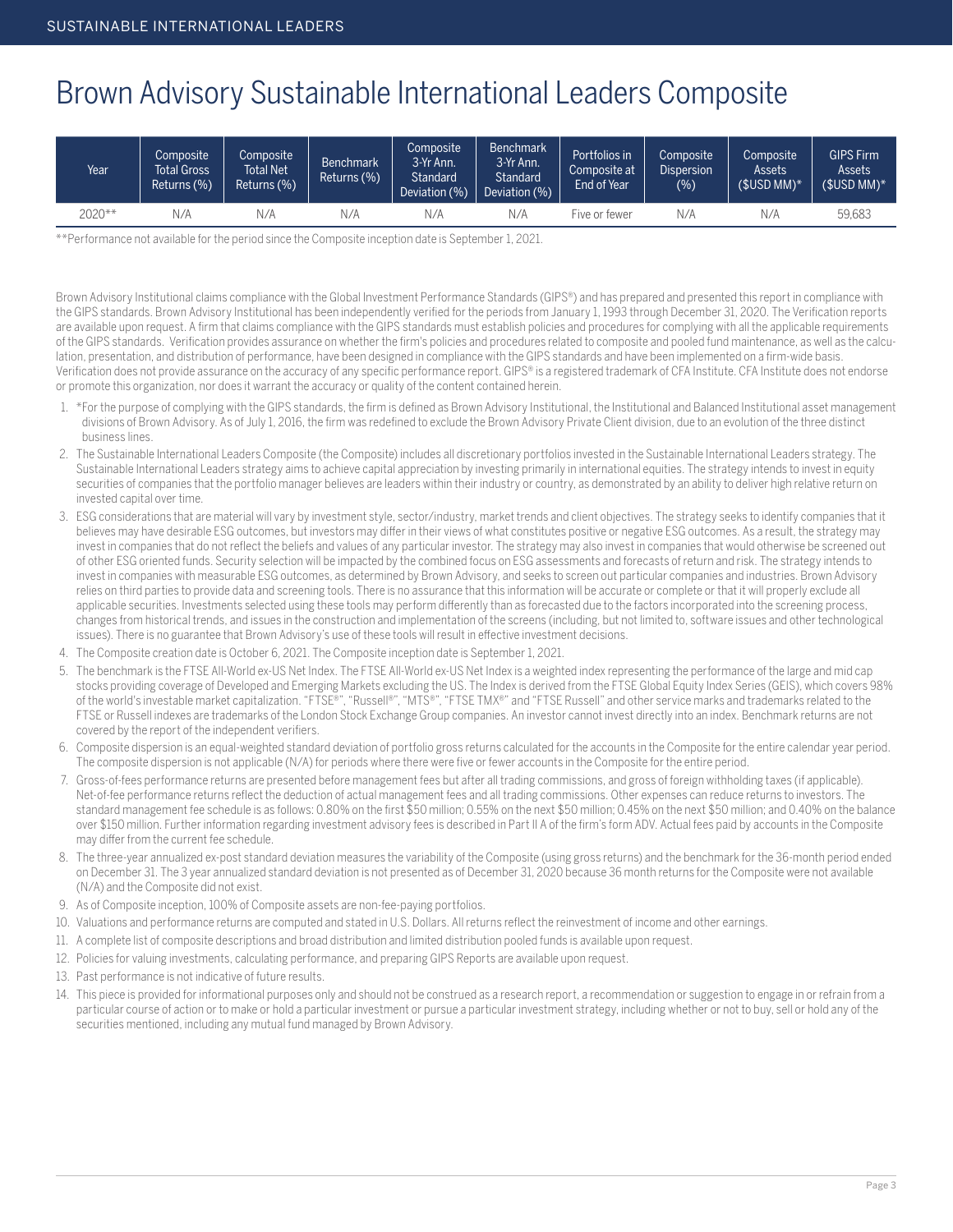# Brown Advisory Sustainable International Leaders Composite

| Year | Composite Total Gross Returns (%) | Composite Total Net Returns (%) | Benchmark Returns (%) | Composite 3-Yr Ann. Standard Deviation (%) | Benchmark 3-Yr Ann. Standard Deviation (%) | Portfolios in Composite at End of Year | Composite Dispersion (%) | Composite Assets ($USD MM)* | GIPS Firm Assets ($USD MM)* |
|---|---|---|---|---|---|---|---|---|---|
| 2020** | N/A | N/A | N/A | N/A | N/A | Five or fewer | N/A | N/A | 59,683 |

**Performance not available for the period since the Composite inception date is September 1, 2021.

Brown Advisory Institutional claims compliance with the Global Investment Performance Standards (GIPS®) and has prepared and presented this report in compliance with the GIPS standards. Brown Advisory Institutional has been independently verified for the periods from January 1, 1993 through December 31, 2020. The Verification reports are available upon request. A firm that claims compliance with the GIPS standards must establish policies and procedures for complying with all the applicable requirements of the GIPS standards. Verification provides assurance on whether the firm's policies and procedures related to composite and pooled fund maintenance, as well as the calculation, presentation, and distribution of performance, have been designed in compliance with the GIPS standards and have been implemented on a firm-wide basis. Verification does not provide assurance on the accuracy of any specific performance report. GIPS® is a registered trademark of CFA Institute. CFA Institute does not endorse or promote this organization, nor does it warrant the accuracy or quality of the content contained herein.

1. *For the purpose of complying with the GIPS standards, the firm is defined as Brown Advisory Institutional, the Institutional and Balanced Institutional asset management divisions of Brown Advisory. As of July 1, 2016, the firm was redefined to exclude the Brown Advisory Private Client division, due to an evolution of the three distinct business lines.
2. The Sustainable International Leaders Composite (the Composite) includes all discretionary portfolios invested in the Sustainable International Leaders strategy. The Sustainable International Leaders strategy aims to achieve capital appreciation by investing primarily in international equities. The strategy intends to invest in equity securities of companies that the portfolio manager believes are leaders within their industry or country, as demonstrated by an ability to deliver high relative return on invested capital over time.
3. ESG considerations that are material will vary by investment style, sector/industry, market trends and client objectives. The strategy seeks to identify companies that it believes may have desirable ESG outcomes, but investors may differ in their views of what constitutes positive or negative ESG outcomes. As a result, the strategy may invest in companies that do not reflect the beliefs and values of any particular investor. The strategy may also invest in companies that would otherwise be screened out of other ESG oriented funds. Security selection will be impacted by the combined focus on ESG assessments and forecasts of return and risk. The strategy intends to invest in companies with measurable ESG outcomes, as determined by Brown Advisory, and seeks to screen out particular companies and industries. Brown Advisory relies on third parties to provide data and screening tools. There is no assurance that this information will be accurate or complete or that it will properly exclude all applicable securities. Investments selected using these tools may perform differently than as forecasted due to the factors incorporated into the screening process, changes from historical trends, and issues in the construction and implementation of the screens (including, but not limited to, software issues and other technological issues). There is no guarantee that Brown Advisory's use of these tools will result in effective investment decisions.
4. The Composite creation date is October 6, 2021. The Composite inception date is September 1, 2021.
5. The benchmark is the FTSE All-World ex-US Net Index. The FTSE All-World ex-US Net Index is a weighted index representing the performance of the large and mid cap stocks providing coverage of Developed and Emerging Markets excluding the US. The Index is derived from the FTSE Global Equity Index Series (GEIS), which covers 98% of the world's investable market capitalization. "FTSE®", "Russell®", "MTS®", "FTSE TMX®" and "FTSE Russell" and other service marks and trademarks related to the FTSE or Russell indexes are trademarks of the London Stock Exchange Group companies. An investor cannot invest directly into an index. Benchmark returns are not covered by the report of the independent verifiers.
6. Composite dispersion is an equal-weighted standard deviation of portfolio gross returns calculated for the accounts in the Composite for the entire calendar year period. The composite dispersion is not applicable (N/A) for periods where there were five or fewer accounts in the Composite for the entire period.
7. Gross-of-fees performance returns are presented before management fees but after all trading commissions, and gross of foreign withholding taxes (if applicable). Net-of-fee performance returns reflect the deduction of actual management fees and all trading commissions. Other expenses can reduce returns to investors. The standard management fee schedule is as follows: 0.80% on the first $50 million; 0.55% on the next $50 million; 0.45% on the next $50 million; and 0.40% on the balance over $150 million. Further information regarding investment advisory fees is described in Part II A of the firm's form ADV. Actual fees paid by accounts in the Composite may differ from the current fee schedule.
8. The three-year annualized ex-post standard deviation measures the variability of the Composite (using gross returns) and the benchmark for the 36-month period ended on December 31. The 3 year annualized standard deviation is not presented as of December 31, 2020 because 36 month returns for the Composite were not available (N/A) and the Composite did not exist.
9. As of Composite inception, 100% of Composite assets are non-fee-paying portfolios.
10. Valuations and performance returns are computed and stated in U.S. Dollars. All returns reflect the reinvestment of income and other earnings.
11. A complete list of composite descriptions and broad distribution and limited distribution pooled funds is available upon request.
12. Policies for valuing investments, calculating performance, and preparing GIPS Reports are available upon request.
13. Past performance is not indicative of future results.
14. This piece is provided for informational purposes only and should not be construed as a research report, a recommendation or suggestion to engage in or refrain from a particular course of action or to make or hold a particular investment or pursue a particular investment strategy, including whether or not to buy, sell or hold any of the securities mentioned, including any mutual fund managed by Brown Advisory.